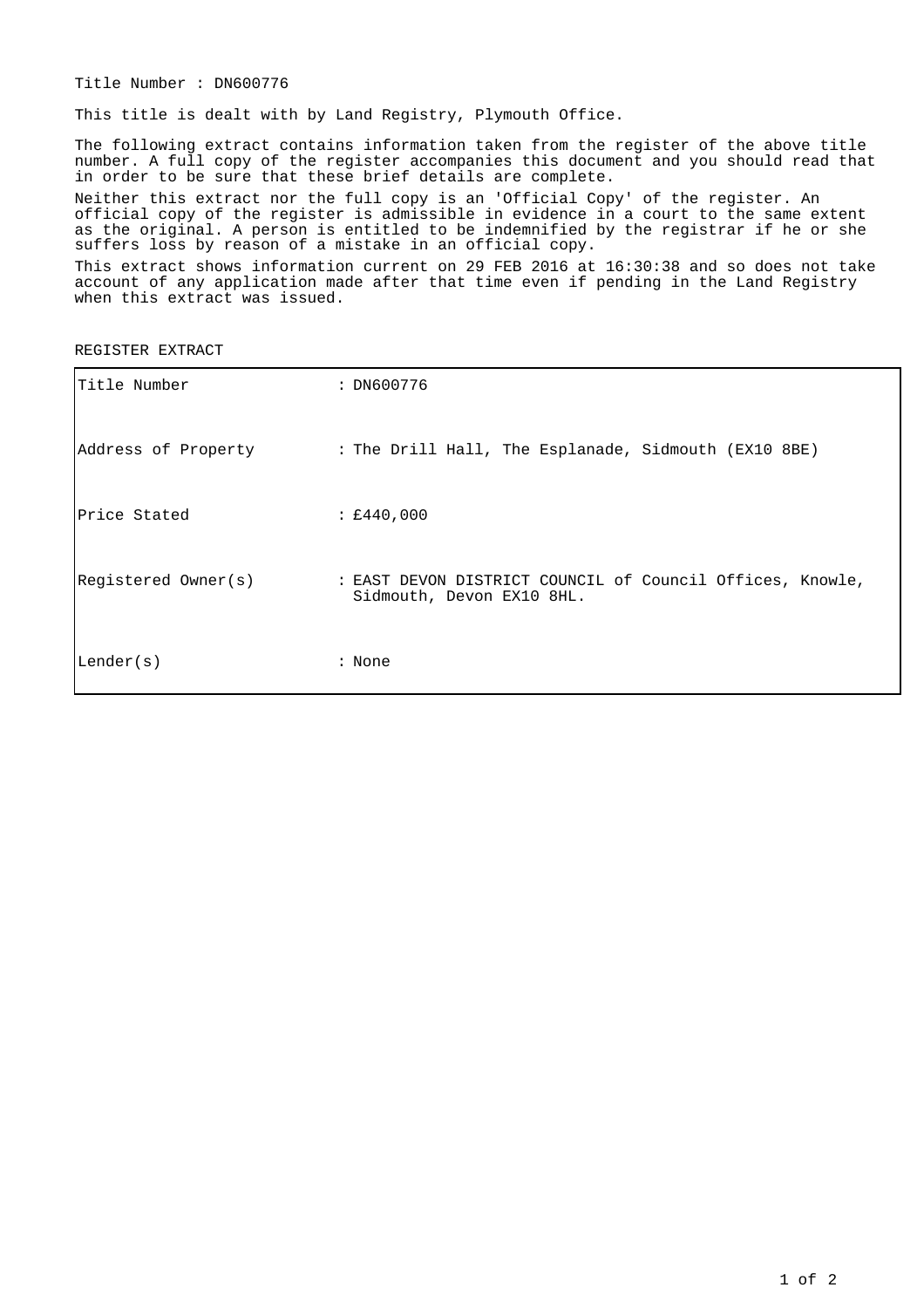Title Number : DN600776

This title is dealt with by Land Registry, Plymouth Office.

The following extract contains information taken from the register of the above title number. A full copy of the register accompanies this document and you should read that in order to be sure that these brief details are complete.

Neither this extract nor the full copy is an 'Official Copy' of the register. An official copy of the register is admissible in evidence in a court to the same extent as the original. A person is entitled to be indemnified by the registrar if he or she suffers loss by reason of a mistake in an official copy.

This extract shows information current on 29 FEB 2016 at 16:30:38 and so does not take account of any application made after that time even if pending in the Land Registry when this extract was issued.

REGISTER EXTRACT

| | |
|---|---|
| Title Number | : DN600776 |
| Address of Property | : The Drill Hall, The Esplanade, Sidmouth (EX10 8BE) |
| Price Stated | : £440,000 |
| Registered Owner(s) | : EAST DEVON DISTRICT COUNCIL of Council Offices, Knowle, Sidmouth, Devon EX10 8HL. |
| Lender(s) | : None |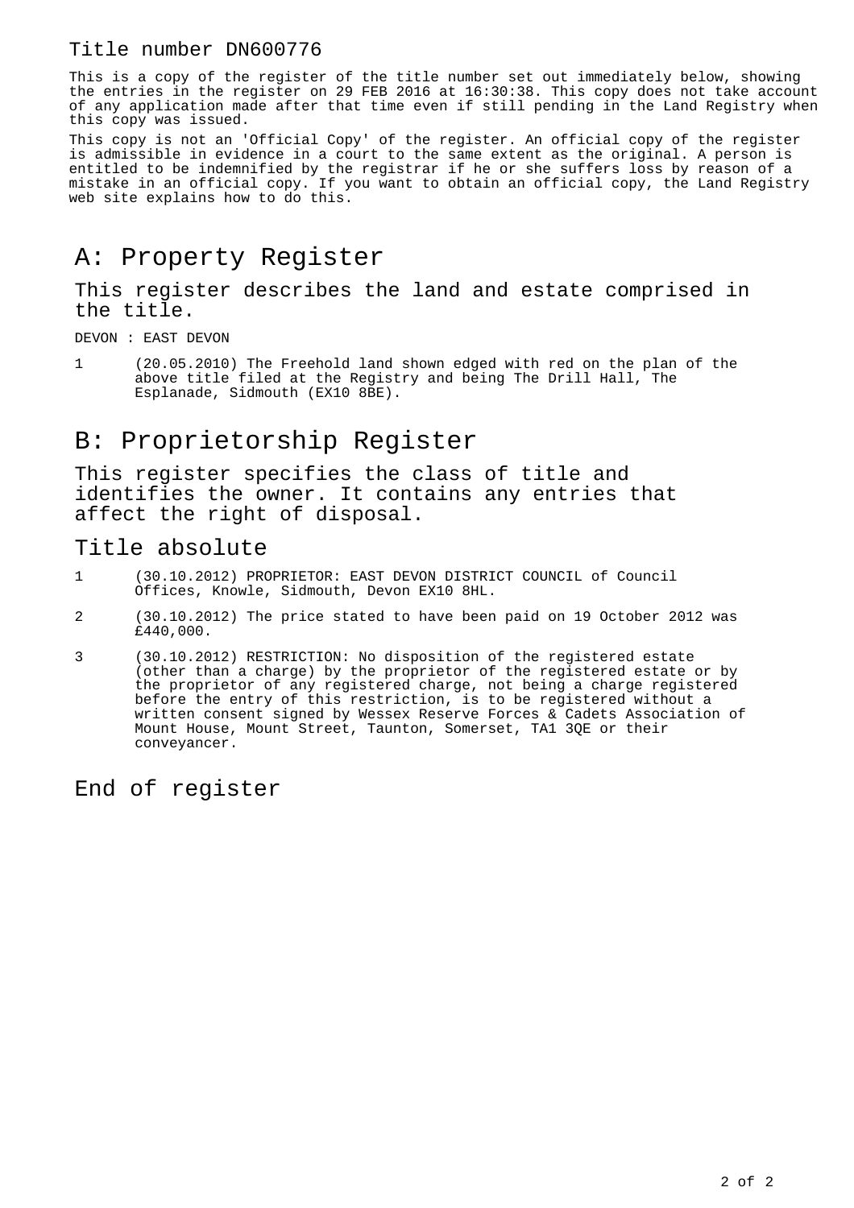Title number DN600776

This is a copy of the register of the title number set out immediately below, showing the entries in the register on 29 FEB 2016 at 16:30:38. This copy does not take account of any application made after that time even if still pending in the Land Registry when this copy was issued.

This copy is not an 'Official Copy' of the register. An official copy of the register is admissible in evidence in a court to the same extent as the original. A person is entitled to be indemnified by the registrar if he or she suffers loss by reason of a mistake in an official copy. If you want to obtain an official copy, the Land Registry web site explains how to do this.

# A: Property Register

This register describes the land and estate comprised in the title.

DEVON : EAST DEVON

1 (20.05.2010) The Freehold land shown edged with red on the plan of the above title filed at the Registry and being The Drill Hall, The Esplanade, Sidmouth (EX10 8BE).

# B: Proprietorship Register

This register specifies the class of title and identifies the owner. It contains any entries that affect the right of disposal.

## Title absolute

1 (30.10.2012) PROPRIETOR: EAST DEVON DISTRICT COUNCIL of Council Offices, Knowle, Sidmouth, Devon EX10 8HL.

2 (30.10.2012) The price stated to have been paid on 19 October 2012 was £440,000.

3 (30.10.2012) RESTRICTION: No disposition of the registered estate (other than a charge) by the proprietor of the registered estate or by the proprietor of any registered charge, not being a charge registered before the entry of this restriction, is to be registered without a written consent signed by Wessex Reserve Forces & Cadets Association of Mount House, Mount Street, Taunton, Somerset, TA1 3QE or their conveyancer.

# End of register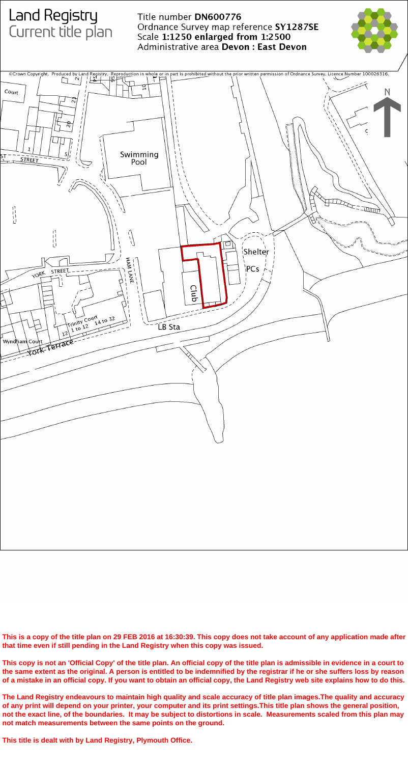# Land Registry
## Current title plan

Title number **DN600776**
Ordnance Survey map reference **SY1287SE**
Scale **1:1250 enlarged from 1:2500**
Administrative area **Devon : East Devon**

©Crown Copyright. Produced by Land Registry. Reproduction in whole or in part is prohibited without the prior written permission of Ordnance Survey. Licence Number 100026316.

Court
STREET
Swimming Pool
YORK STREET
HAM LANE
Shelter
PCs
Club
Trinity Court 1 to 12 14 to 32
LB Sta
Wyndham Court
York Terrace
N

**This is a copy of the title plan on 29 FEB 2016 at 16:30:39. This copy does not take account of any application made after that time even if still pending in the Land Registry when this copy was issued.**

**This copy is not an 'Official Copy' of the title plan. An official copy of the title plan is admissible in evidence in a court to the same extent as the original. A person is entitled to be indemnified by the registrar if he or she suffers loss by reason of a mistake in an official copy. If you want to obtain an official copy, the Land Registry web site explains how to do this.**

**The Land Registry endeavours to maintain high quality and scale accuracy of title plan images.The quality and accuracy of any print will depend on your printer, your computer and its print settings.This title plan shows the general position, not the exact line, of the boundaries. It may be subject to distortions in scale. Measurements scaled from this plan may not match measurements between the same points on the ground.**

**This title is dealt with by Land Registry, Plymouth Office.**